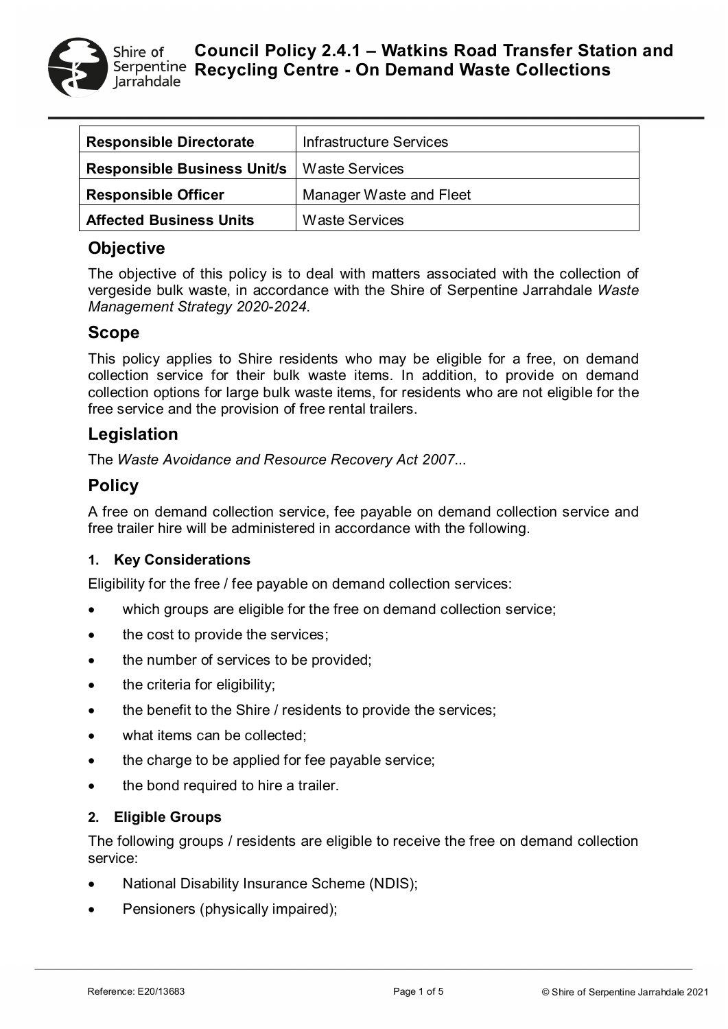# Council Policy 2.4.1 – Watkins Road Transfer Station and Recycling Centre - On Demand Waste Collections

| **Responsible Directorate** | Infrastructure Services |
|---|---|
| **Responsible Business Unit/s** | Waste Services |
| **Responsible Officer** | Manager Waste and Fleet |
| **Affected Business Units** | Waste Services |

## Objective

The objective of this policy is to deal with matters associated with the collection of vergeside bulk waste, in accordance with the Shire of Serpentine Jarrahdale *Waste Management Strategy 2020-2024*.

## Scope

This policy applies to Shire residents who may be eligible for a free, on demand collection service for their bulk waste items. In addition, to provide on demand collection options for large bulk waste items, for residents who are not eligible for the free service and the provision of free rental trailers.

## Legislation

The *Waste Avoidance and Resource Recovery Act 2007*...

## Policy

A free on demand collection service, fee payable on demand collection service and free trailer hire will be administered in accordance with the following.

### 1. Key Considerations

Eligibility for the free / fee payable on demand collection services:

- which groups are eligible for the free on demand collection service;
- the cost to provide the services;
- the number of services to be provided;
- the criteria for eligibility;
- the benefit to the Shire / residents to provide the services;
- what items can be collected;
- the charge to be applied for fee payable service;
- the bond required to hire a trailer.

### 2. Eligible Groups

The following groups / residents are eligible to receive the free on demand collection service:

- National Disability Insurance Scheme (NDIS);
- Pensioners (physically impaired);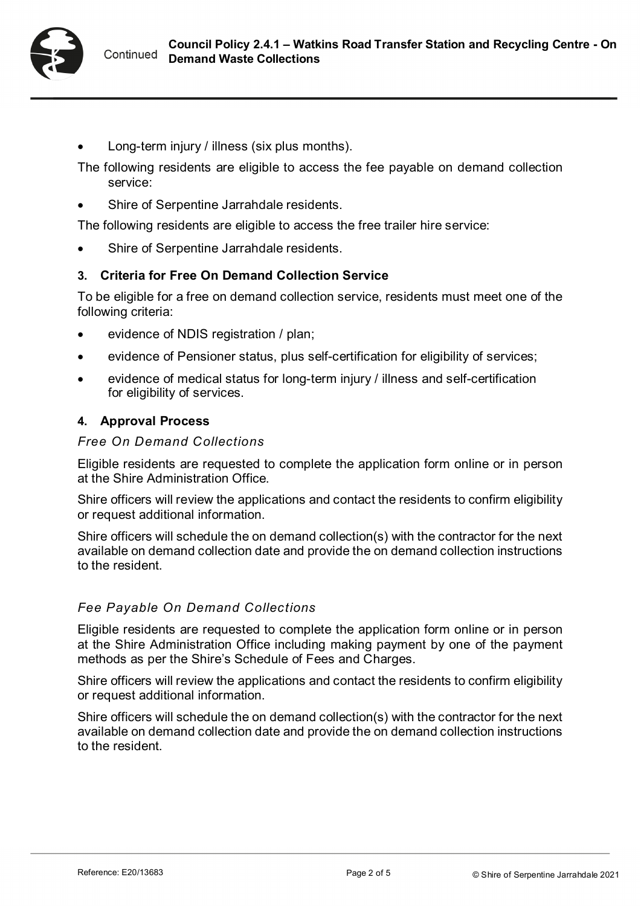- Long-term injury / illness (six plus months).

The following residents are eligible to access the fee payable on demand collection service:

- Shire of Serpentine Jarrahdale residents.

The following residents are eligible to access the free trailer hire service:

- Shire of Serpentine Jarrahdale residents.

### 3. Criteria for Free On Demand Collection Service

To be eligible for a free on demand collection service, residents must meet one of the following criteria:

- evidence of NDIS registration / plan;
- evidence of Pensioner status, plus self-certification for eligibility of services;
- evidence of medical status for long-term injury / illness and self-certification for eligibility of services.

### 4. Approval Process

*Free On Demand Collections*

Eligible residents are requested to complete the application form online or in person at the Shire Administration Office.

Shire officers will review the applications and contact the residents to confirm eligibility or request additional information.

Shire officers will schedule the on demand collection(s) with the contractor for the next available on demand collection date and provide the on demand collection instructions to the resident.

*Fee Payable On Demand Collections*

Eligible residents are requested to complete the application form online or in person at the Shire Administration Office including making payment by one of the payment methods as per the Shire's Schedule of Fees and Charges.

Shire officers will review the applications and contact the residents to confirm eligibility or request additional information.

Shire officers will schedule the on demand collection(s) with the contractor for the next available on demand collection date and provide the on demand collection instructions to the resident.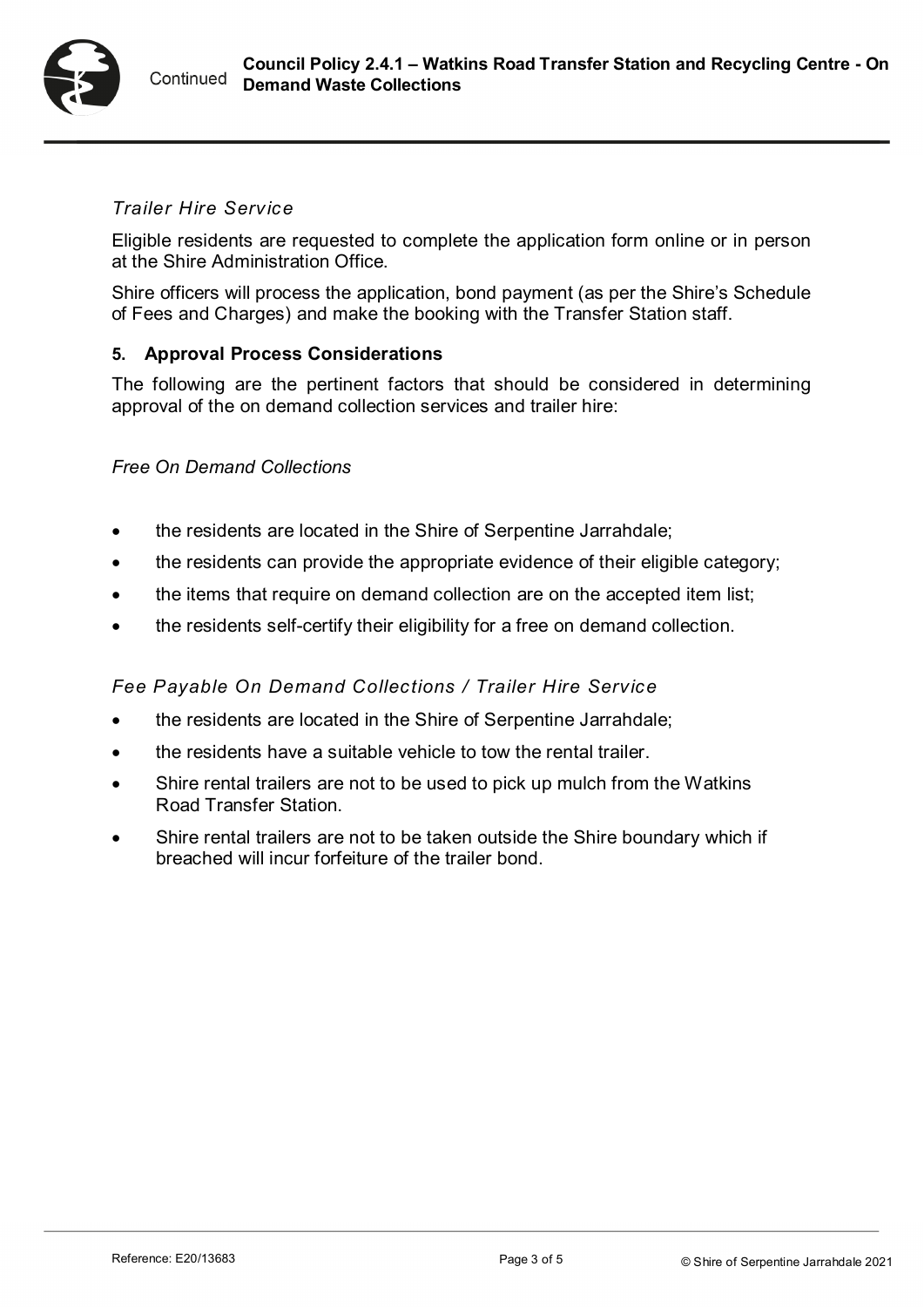*Trailer Hire Service*

Eligible residents are requested to complete the application form online or in person at the Shire Administration Office.

Shire officers will process the application, bond payment (as per the Shire's Schedule of Fees and Charges) and make the booking with the Transfer Station staff.

## 5. Approval Process Considerations

The following are the pertinent factors that should be considered in determining approval of the on demand collection services and trailer hire:

*Free On Demand Collections*

- the residents are located in the Shire of Serpentine Jarrahdale;
- the residents can provide the appropriate evidence of their eligible category;
- the items that require on demand collection are on the accepted item list;
- the residents self-certify their eligibility for a free on demand collection.

*Fee Payable On Demand Collections / Trailer Hire Service*

- the residents are located in the Shire of Serpentine Jarrahdale;
- the residents have a suitable vehicle to tow the rental trailer.
- Shire rental trailers are not to be used to pick up mulch from the Watkins Road Transfer Station.
- Shire rental trailers are not to be taken outside the Shire boundary which if breached will incur forfeiture of the trailer bond.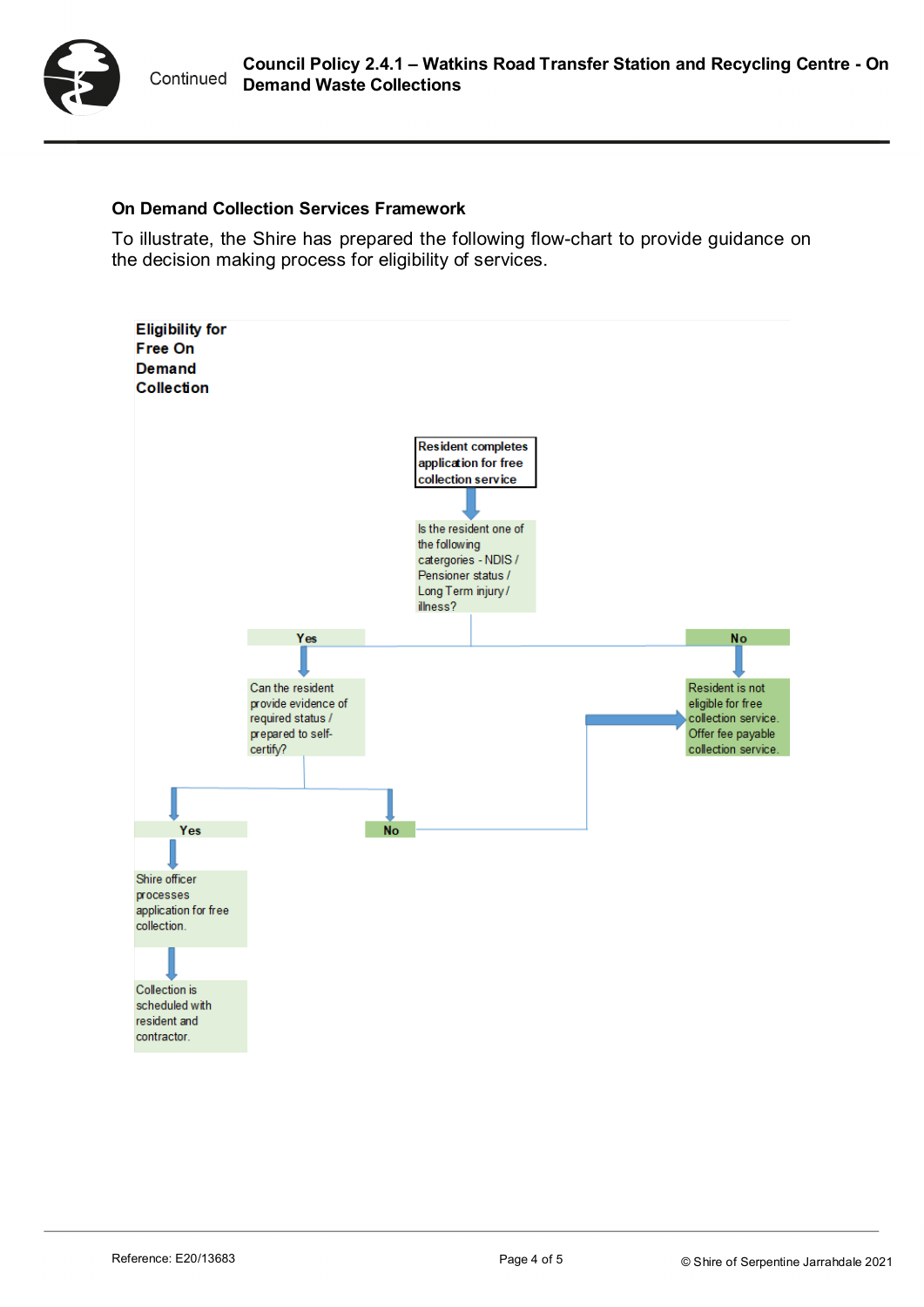### On Demand Collection Services Framework

To illustrate, the Shire has prepared the following flow-chart to provide guidance on the decision making process for eligibility of services.

**Eligibility for Free On Demand Collection**

**Resident completes application for free collection service**

Is the resident one of the following catergories - NDIS / Pensioner status / Long Term injury / illness?

**Yes**

Can the resident provide evidence of required status / prepared to self-certify?

**Yes**

Shire officer processes application for free collection.

Collection is scheduled with resident and contractor.

**No**

Resident is not eligible for free collection service. Offer fee payable collection service.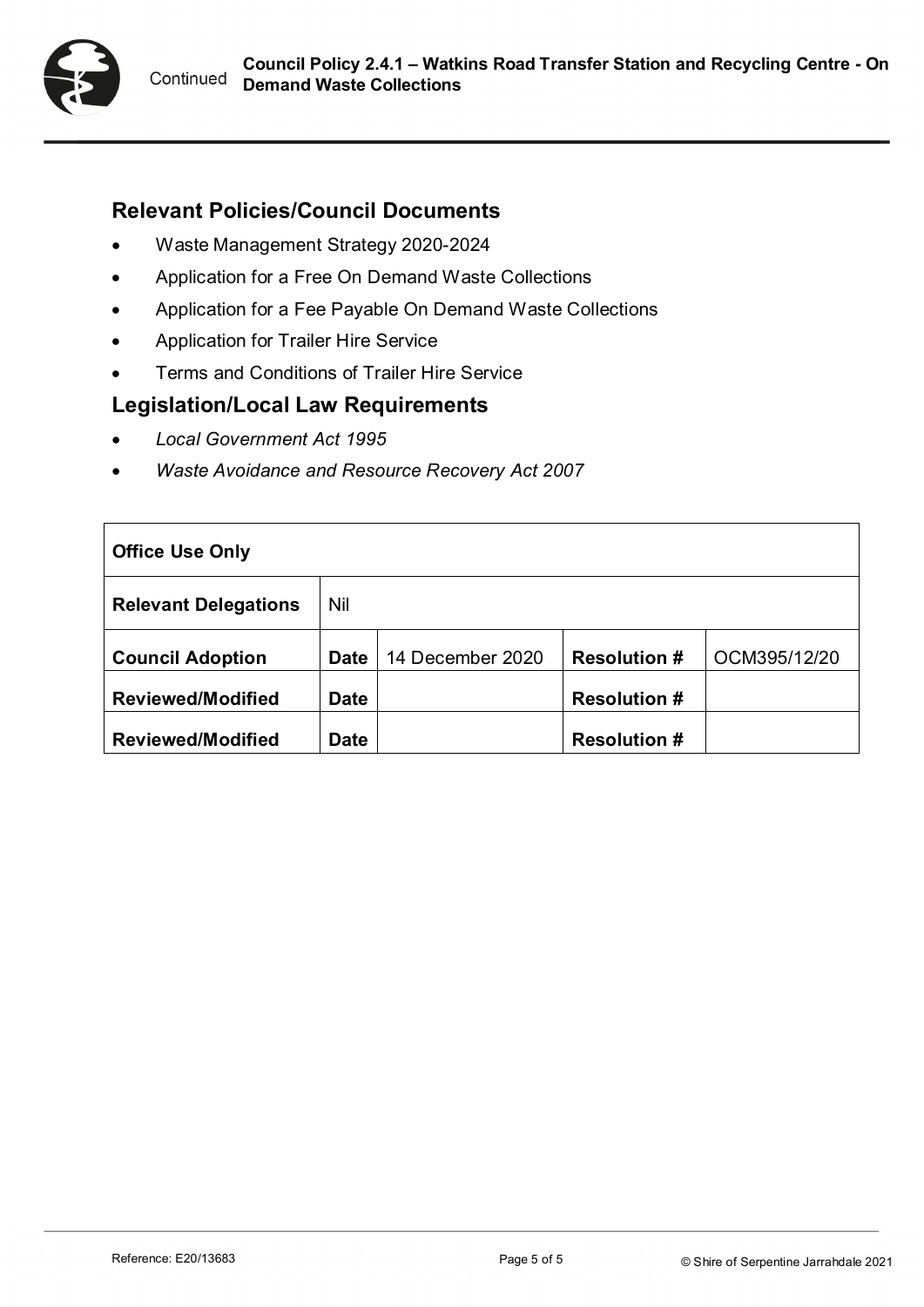## Relevant Policies/Council Documents

- Waste Management Strategy 2020-2024
- Application for a Free On Demand Waste Collections
- Application for a Fee Payable On Demand Waste Collections
- Application for Trailer Hire Service
- Terms and Conditions of Trailer Hire Service

## Legislation/Local Law Requirements

- *Local Government Act 1995*
- *Waste Avoidance and Resource Recovery Act 2007*

| **Office Use Only** | | | | | |
|---|---|---|---|---|---|
| **Relevant Delegations** | Nil | | | | |
| **Council Adoption** | **Date** | 14 December 2020 | **Resolution #** | OCM395/12/20 |
| **Reviewed/Modified** | **Date** | | **Resolution #** | |
| **Reviewed/Modified** | **Date** | | **Resolution #** | |

Reference: E20/13683

© Shire of Serpentine Jarrahdale 2021